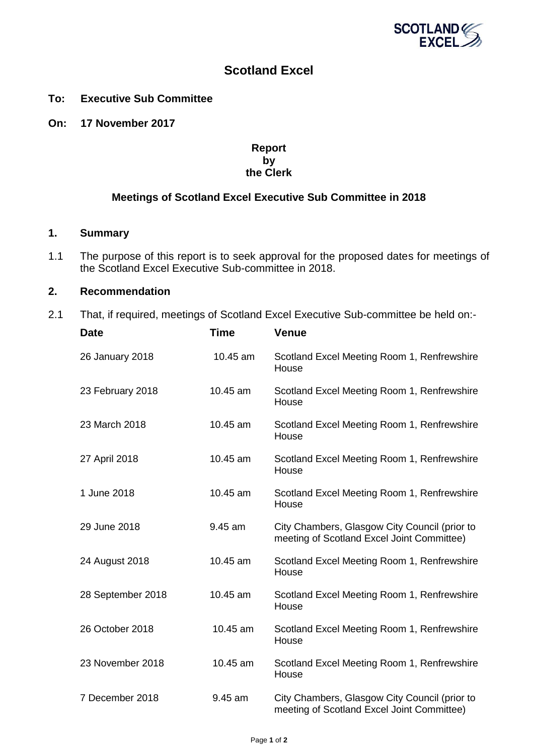# Scotland Excel

**To: Executive Sub Committee**

**On: 17 November 2017**

**Report by the Clerk**

## Meetings of Scotland Excel Executive Sub Committee in 2018

### 1. Summary

1.1 The purpose of this report is to seek approval for the proposed dates for meetings of the Scotland Excel Executive Sub-committee in 2018.

### 2. Recommendation

2.1 That, if required, meetings of Scotland Excel Executive Sub-committee be held on:-

| Date | Time | Venue |
|---|---|---|
| 26 January 2018 | 10.45 am | Scotland Excel Meeting Room 1, Renfrewshire House |
| 23 February 2018 | 10.45 am | Scotland Excel Meeting Room 1, Renfrewshire House |
| 23 March 2018 | 10.45 am | Scotland Excel Meeting Room 1, Renfrewshire House |
| 27 April 2018 | 10.45 am | Scotland Excel Meeting Room 1, Renfrewshire House |
| 1 June 2018 | 10.45 am | Scotland Excel Meeting Room 1, Renfrewshire House |
| 29 June 2018 | 9.45 am | City Chambers, Glasgow City Council (prior to meeting of Scotland Excel Joint Committee) |
| 24 August 2018 | 10.45 am | Scotland Excel Meeting Room 1, Renfrewshire House |
| 28 September 2018 | 10.45 am | Scotland Excel Meeting Room 1, Renfrewshire House |
| 26 October 2018 | 10.45 am | Scotland Excel Meeting Room 1, Renfrewshire House |
| 23 November 2018 | 10.45 am | Scotland Excel Meeting Room 1, Renfrewshire House |
| 7 December 2018 | 9.45 am | City Chambers, Glasgow City Council (prior to meeting of Scotland Excel Joint Committee) |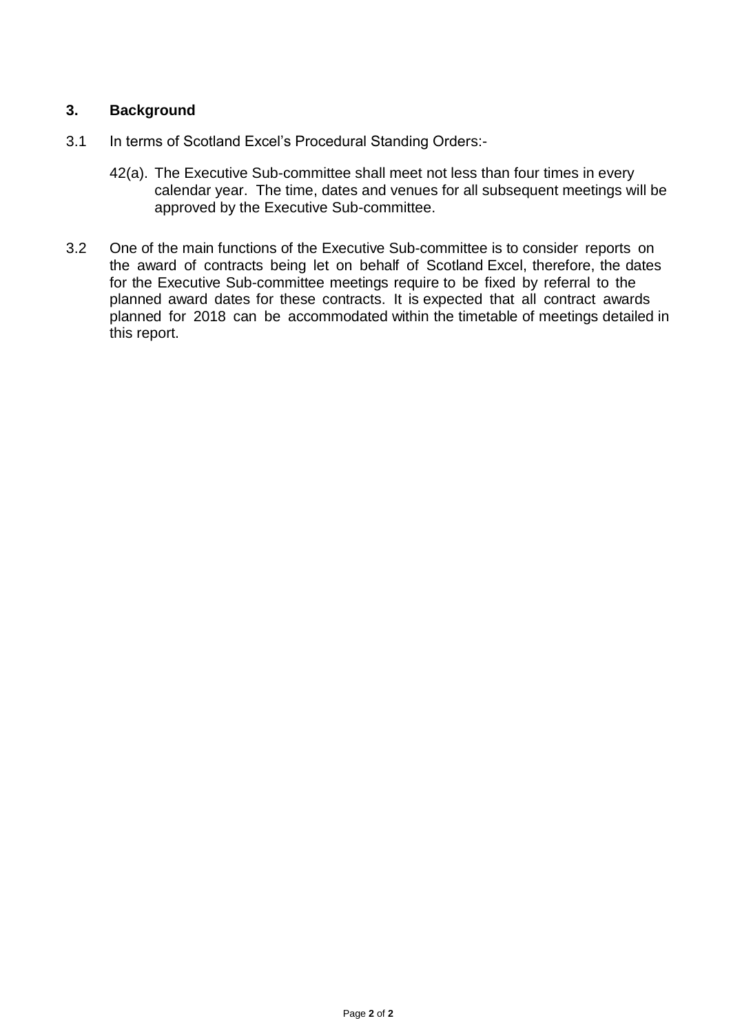## 3. Background

3.1 In terms of Scotland Excel's Procedural Standing Orders:-

> 42(a). The Executive Sub-committee shall meet not less than four times in every calendar year. The time, dates and venues for all subsequent meetings will be approved by the Executive Sub-committee.

3.2 One of the main functions of the Executive Sub-committee is to consider reports on the award of contracts being let on behalf of Scotland Excel, therefore, the dates for the Executive Sub-committee meetings require to be fixed by referral to the planned award dates for these contracts. It is expected that all contract awards planned for 2018 can be accommodated within the timetable of meetings detailed in this report.